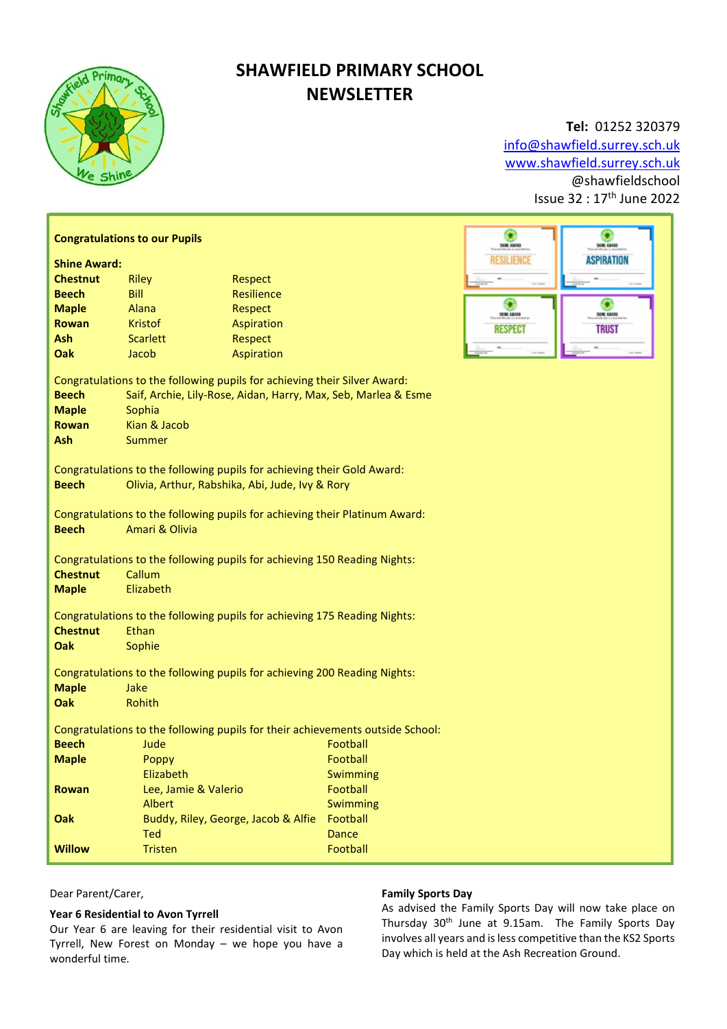# SHAWFIELD PRIMARY SCHOOL NEWSLETTER

**Tel:** 01252 320379
info@shawfield.surrey.sch.uk
www.shawfield.surrey.sch.uk
@shawfieldschool
Issue 32 : 17th June 2022

**Congratulations to our Pupils**

**Shine Award:**

| | | |
|---|---|---|
| **Chestnut** | Riley | Respect |
| **Beech** | Bill | Resilience |
| **Maple** | Alana | Respect |
| **Rowan** | Kristof | Aspiration |
| **Ash** | Scarlett | Respect |
| **Oak** | Jacob | Aspiration |

Congratulations to the following pupils for achieving their Silver Award:

| | |
|---|---|
| **Beech** | Saif, Archie, Lily-Rose, Aidan, Harry, Max, Seb, Marlea & Esme |
| **Maple** | Sophia |
| **Rowan** | Kian & Jacob |
| **Ash** | Summer |

Congratulations to the following pupils for achieving their Gold Award:

| | |
|---|---|
| **Beech** | Olivia, Arthur, Rabshika, Abi, Jude, Ivy & Rory |

Congratulations to the following pupils for achieving their Platinum Award:

| | |
|---|---|
| **Beech** | Amari & Olivia |

Congratulations to the following pupils for achieving 150 Reading Nights:

| | |
|---|---|
| **Chestnut** | Callum |
| **Maple** | Elizabeth |

Congratulations to the following pupils for achieving 175 Reading Nights:

| | |
|---|---|
| **Chestnut** | Ethan |
| **Oak** | Sophie |

Congratulations to the following pupils for achieving 200 Reading Nights:

| | |
|---|---|
| **Maple** | Jake |
| **Oak** | Rohith |

Congratulations to the following pupils for their achievements outside School:

| | | |
|---|---|---|
| **Beech** | Jude | Football |
| **Maple** | Poppy | Football |
| | Elizabeth | Swimming |
| **Rowan** | Lee, Jamie & Valerio | Football |
| | Albert | Swimming |
| **Oak** | Buddy, Riley, George, Jacob & Alfie | Football |
| | Ted | Dance |
| **Willow** | Tristen | Football |

Dear Parent/Carer,

**Year 6 Residential to Avon Tyrrell**

Our Year 6 are leaving for their residential visit to Avon Tyrrell, New Forest on Monday – we hope you have a wonderful time.

**Family Sports Day**

As advised the Family Sports Day will now take place on Thursday 30th June at 9.15am. The Family Sports Day involves all years and is less competitive than the KS2 Sports Day which is held at the Ash Recreation Ground.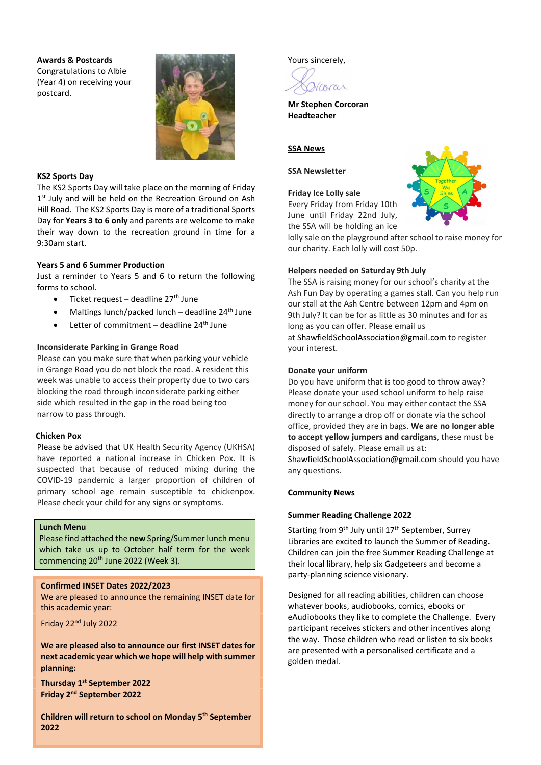**Awards & Postcards**
Congratulations to Albie (Year 4) on receiving your postcard.

**KS2 Sports Day**
The KS2 Sports Day will take place on the morning of Friday 1st July and will be held on the Recreation Ground on Ash Hill Road. The KS2 Sports Day is more of a traditional Sports Day for **Years 3 to 6 only** and parents are welcome to make their way down to the recreation ground in time for a 9:30am start.

**Years 5 and 6 Summer Production**
Just a reminder to Years 5 and 6 to return the following forms to school.

- Ticket request – deadline 27th June
- Maltings lunch/packed lunch – deadline 24th June
- Letter of commitment – deadline 24th June

**Inconsiderate Parking in Grange Road**
Please can you make sure that when parking your vehicle in Grange Road you do not block the road. A resident this week was unable to access their property due to two cars blocking the road through inconsiderate parking either side which resulted in the gap in the road being too narrow to pass through.

**Chicken Pox**
Please be advised that UK Health Security Agency (UKHSA) have reported a national increase in Chicken Pox. It is suspected that because of reduced mixing during the COVID-19 pandemic a larger proportion of children of primary school age remain susceptible to chickenpox. Please check your child for any signs or symptoms.

**Lunch Menu**
Please find attached the **new** Spring/Summer lunch menu which take us up to October half term for the week commencing 20th June 2022 (Week 3).

**Confirmed INSET Dates 2022/2023**
We are pleased to announce the remaining INSET date for this academic year:

Friday 22nd July 2022

**We are pleased also to announce our first INSET dates for next academic year which we hope will help with summer planning:**

**Thursday 1st September 2022**
**Friday 2nd September 2022**

**Children will return to school on Monday 5th September 2022**

Yours sincerely,

**Mr Stephen Corcoran**
**Headteacher**

## SSA News

**SSA Newsletter**

**Friday Ice Lolly sale**
Every Friday from Friday 10th June until Friday 22nd July, the SSA will be holding an ice lolly sale on the playground after school to raise money for our charity. Each lolly will cost 50p.

**Helpers needed on Saturday 9th July**
The SSA is raising money for our school's charity at the Ash Fun Day by operating a games stall. Can you help run our stall at the Ash Centre between 12pm and 4pm on 9th July? It can be for as little as 30 minutes and for as long as you can offer. Please email us at ShawfieldSchoolAssociation@gmail.com to register your interest.

**Donate your uniform**
Do you have uniform that is too good to throw away? Please donate your used school uniform to help raise money for our school. You may either contact the SSA directly to arrange a drop off or donate via the school office, provided they are in bags. **We are no longer able to accept yellow jumpers and cardigans**, these must be disposed of safely. Please email us at: ShawfieldSchoolAssociation@gmail.com should you have any questions.

## Community News

**Summer Reading Challenge 2022**

Starting from 9th July until 17th September, Surrey Libraries are excited to launch the Summer of Reading. Children can join the free Summer Reading Challenge at their local library, help six Gadgeteers and become a party-planning science visionary.

Designed for all reading abilities, children can choose whatever books, audiobooks, comics, ebooks or eAudiobooks they like to complete the Challenge. Every participant receives stickers and other incentives along the way. Those children who read or listen to six books are presented with a personalised certificate and a golden medal.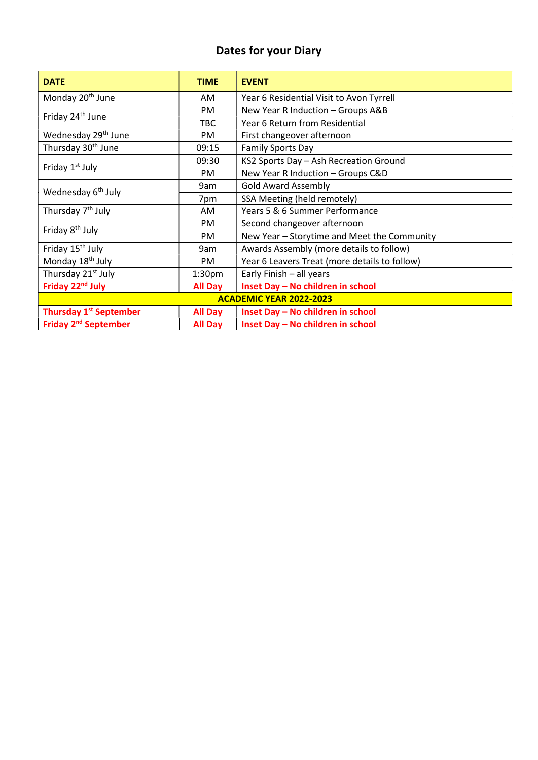# Dates for your Diary

| DATE | TIME | EVENT |
|---|---|---|
| Monday 20th June | AM | Year 6 Residential Visit to Avon Tyrrell |
| Friday 24th June | PM | New Year R Induction – Groups A&B |
| | TBC | Year 6 Return from Residential |
| Wednesday 29th June | PM | First changeover afternoon |
| Thursday 30th June | 09:15 | Family Sports Day |
| Friday 1st July | 09:30 | KS2 Sports Day – Ash Recreation Ground |
| | PM | New Year R Induction – Groups C&D |
| Wednesday 6th July | 9am | Gold Award Assembly |
| | 7pm | SSA Meeting (held remotely) |
| Thursday 7th July | AM | Years 5 & 6 Summer Performance |
| Friday 8th July | PM | Second changeover afternoon |
| | PM | New Year – Storytime and Meet the Community |
| Friday 15th July | 9am | Awards Assembly (more details to follow) |
| Monday 18th July | PM | Year 6 Leavers Treat (more details to follow) |
| Thursday 21st July | 1:30pm | Early Finish – all years |
| **Friday 22nd July** | **All Day** | **Inset Day – No children in school** |
| **ACADEMIC YEAR 2022-2023** | | |
| **Thursday 1st September** | **All Day** | **Inset Day – No children in school** |
| **Friday 2nd September** | **All Day** | **Inset Day – No children in school** |